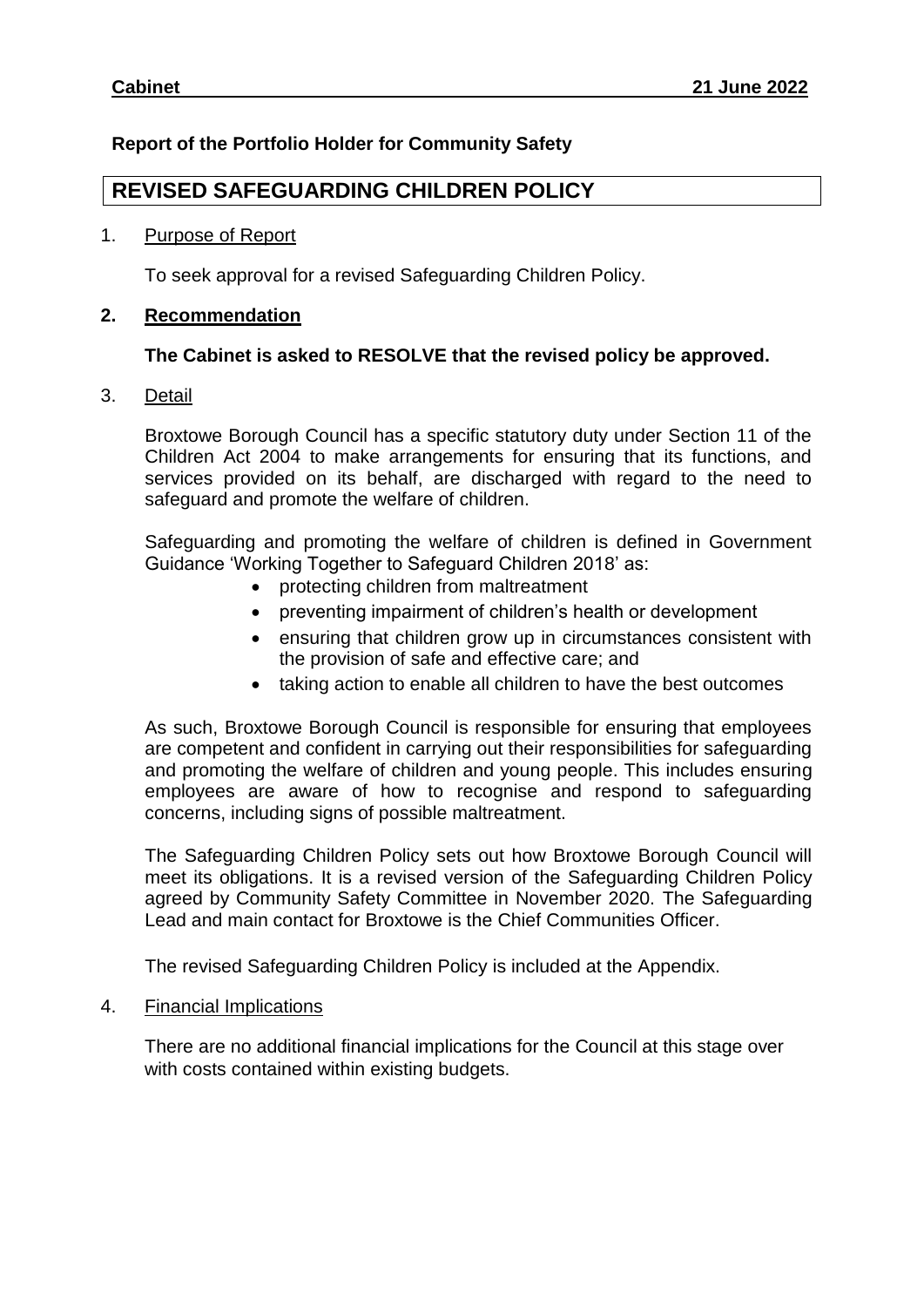**Cabinet** **21 June 2022**

**Report of the Portfolio Holder for Community Safety**

# REVISED SAFEGUARDING CHILDREN POLICY

1. Purpose of Report

   To seek approval for a revised Safeguarding Children Policy.

2. **Recommendation**

   **The Cabinet is asked to RESOLVE that the revised policy be approved.**

3. Detail

   Broxtowe Borough Council has a specific statutory duty under Section 11 of the Children Act 2004 to make arrangements for ensuring that its functions, and services provided on its behalf, are discharged with regard to the need to safeguard and promote the welfare of children.

   Safeguarding and promoting the welfare of children is defined in Government Guidance 'Working Together to Safeguard Children 2018' as:

   - protecting children from maltreatment
   - preventing impairment of children's health or development
   - ensuring that children grow up in circumstances consistent with the provision of safe and effective care; and
   - taking action to enable all children to have the best outcomes

   As such, Broxtowe Borough Council is responsible for ensuring that employees are competent and confident in carrying out their responsibilities for safeguarding and promoting the welfare of children and young people. This includes ensuring employees are aware of how to recognise and respond to safeguarding concerns, including signs of possible maltreatment.

   The Safeguarding Children Policy sets out how Broxtowe Borough Council will meet its obligations. It is a revised version of the Safeguarding Children Policy agreed by Community Safety Committee in November 2020. The Safeguarding Lead and main contact for Broxtowe is the Chief Communities Officer.

   The revised Safeguarding Children Policy is included at the Appendix.

4. Financial Implications

   There are no additional financial implications for the Council at this stage over with costs contained within existing budgets.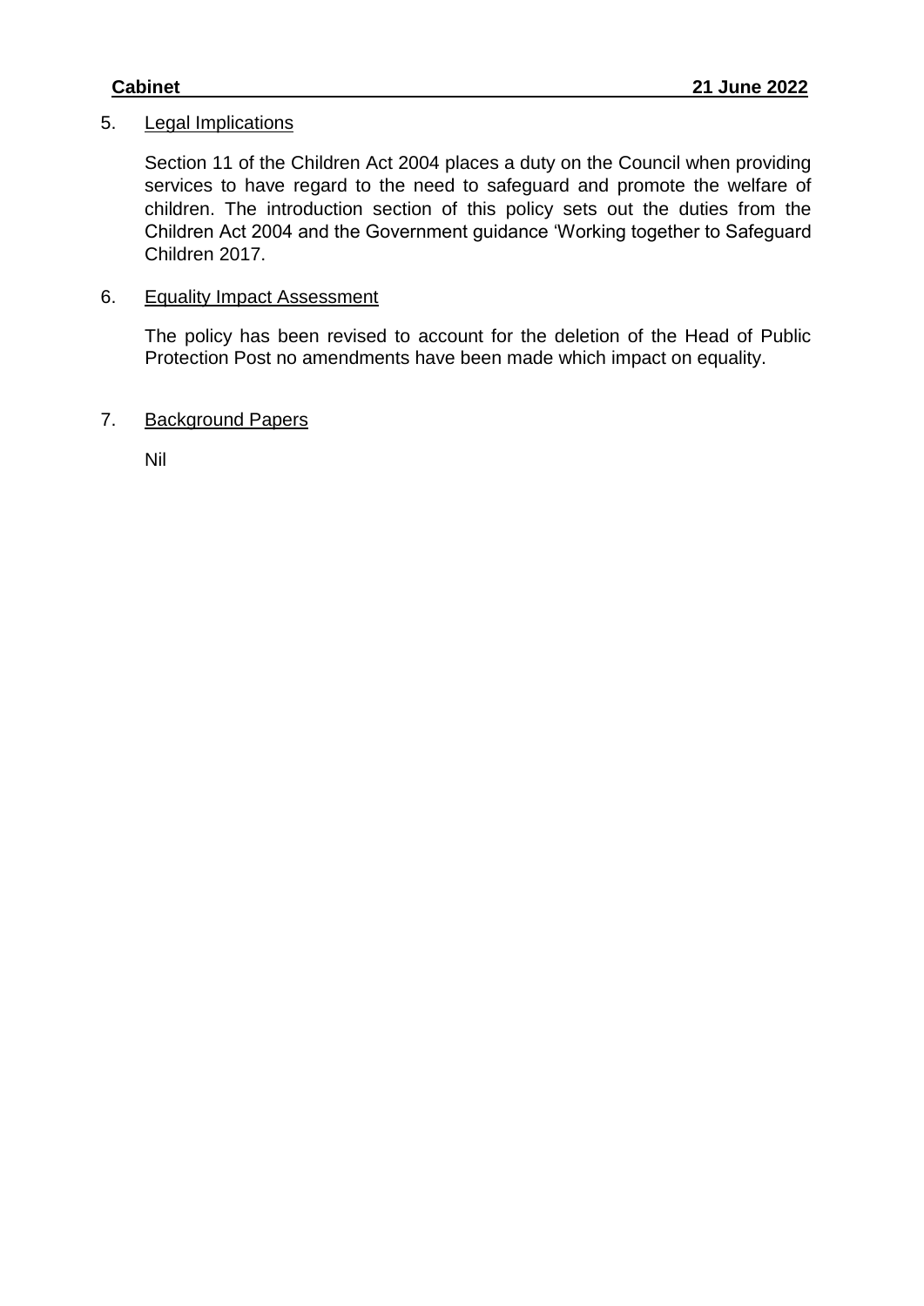5. Legal Implications

Section 11 of the Children Act 2004 places a duty on the Council when providing services to have regard to the need to safeguard and promote the welfare of children. The introduction section of this policy sets out the duties from the Children Act 2004 and the Government guidance 'Working together to Safeguard Children 2017.

6. Equality Impact Assessment

The policy has been revised to account for the deletion of the Head of Public Protection Post no amendments have been made which impact on equality.

7. Background Papers

Nil